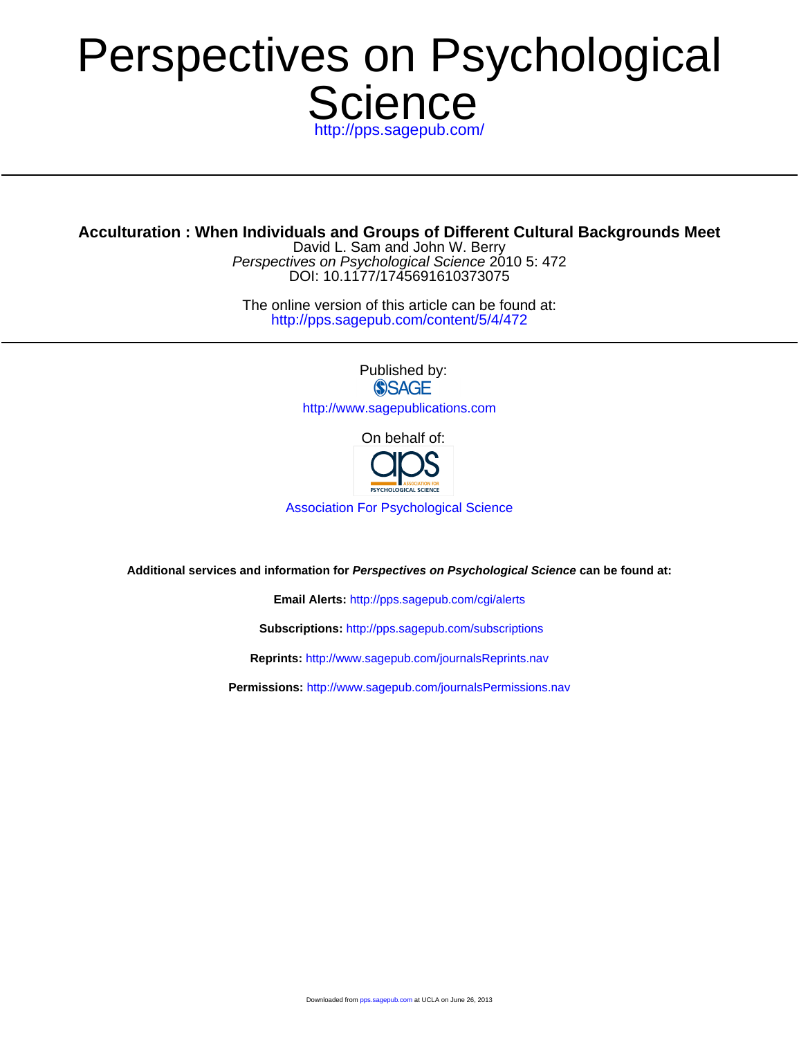# Perspectives on Psychological Science

http://pps.sagepub.com/

---

**Acculturation : When Individuals and Groups of Different Cultural Backgrounds Meet**

David L. Sam and John W. Berry

*Perspectives on Psychological Science* 2010 5: 472

DOI: 10.1177/1745691610373075

The online version of this article can be found at:

http://pps.sagepub.com/content/5/4/472

---

Published by:

SAGE

http://www.sagepublications.com

On behalf of:

aps ASSOCIATION FOR PSYCHOLOGICAL SCIENCE

Association For Psychological Science

**Additional services and information for *Perspectives on Psychological Science* can be found at:**

**Email Alerts:** http://pps.sagepub.com/cgi/alerts

**Subscriptions:** http://pps.sagepub.com/subscriptions

**Reprints:** http://www.sagepub.com/journalsReprints.nav

**Permissions:** http://www.sagepub.com/journalsPermissions.nav

Downloaded from pps.sagepub.com at UCLA on June 26, 2013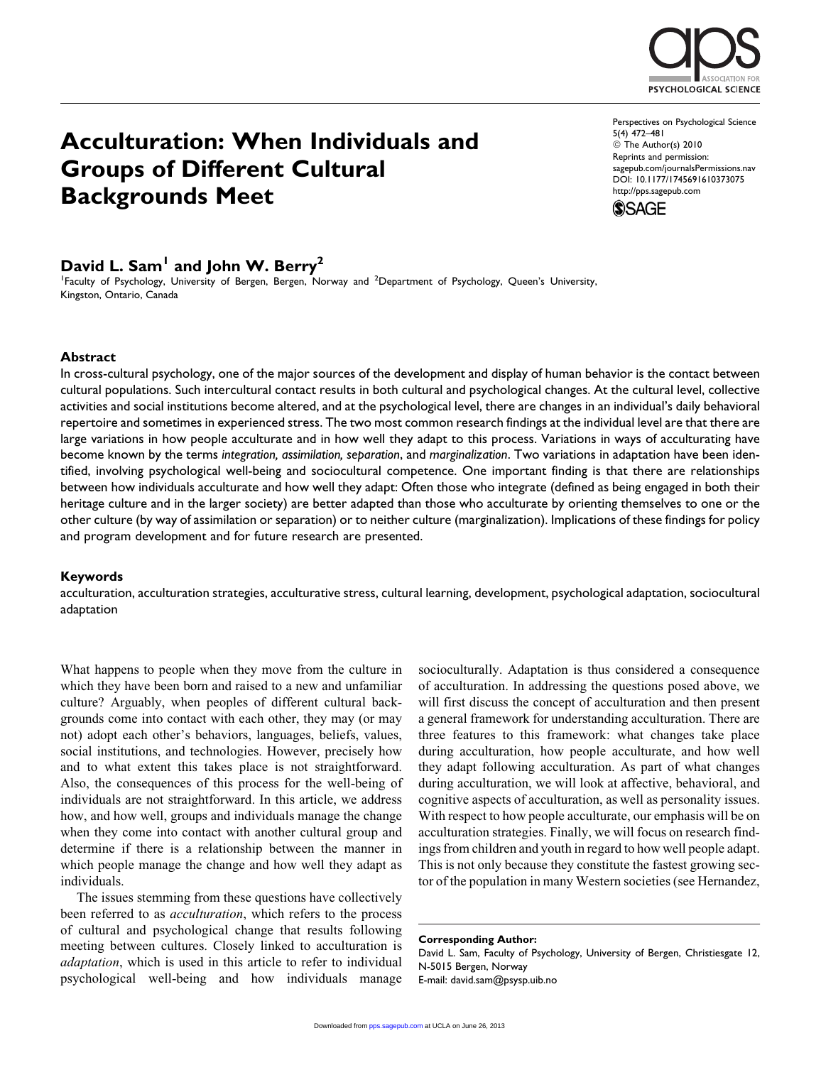# Acculturation: When Individuals and Groups of Different Cultural Backgrounds Meet

**David L. Sam[1] and John W. Berry[2]**

[1]Faculty of Psychology, University of Bergen, Bergen, Norway and [2]Department of Psychology, Queen's University, Kingston, Ontario, Canada

### Abstract

In cross-cultural psychology, one of the major sources of the development and display of human behavior is the contact between cultural populations. Such intercultural contact results in both cultural and psychological changes. At the cultural level, collective activities and social institutions become altered, and at the psychological level, there are changes in an individual's daily behavioral repertoire and sometimes in experienced stress. The two most common research findings at the individual level are that there are large variations in how people acculturate and in how well they adapt to this process. Variations in ways of acculturating have become known by the terms *integration, assimilation, separation*, and *marginalization*. Two variations in adaptation have been identified, involving psychological well-being and sociocultural competence. One important finding is that there are relationships between how individuals acculturate and how well they adapt: Often those who integrate (defined as being engaged in both their heritage culture and in the larger society) are better adapted than those who acculturate by orienting themselves to one or the other culture (by way of assimilation or separation) or to neither culture (marginalization). Implications of these findings for policy and program development and for future research are presented.

### Keywords

acculturation, acculturation strategies, acculturative stress, cultural learning, development, psychological adaptation, sociocultural adaptation

What happens to people when they move from the culture in which they have been born and raised to a new and unfamiliar culture? Arguably, when peoples of different cultural backgrounds come into contact with each other, they may (or may not) adopt each other's behaviors, languages, beliefs, values, social institutions, and technologies. However, precisely how and to what extent this takes place is not straightforward. Also, the consequences of this process for the well-being of individuals are not straightforward. In this article, we address how, and how well, groups and individuals manage the change when they come into contact with another cultural group and determine if there is a relationship between the manner in which people manage the change and how well they adapt as individuals.

The issues stemming from these questions have collectively been referred to as *acculturation*, which refers to the process of cultural and psychological change that results following meeting between cultures. Closely linked to acculturation is *adaptation*, which is used in this article to refer to individual psychological well-being and how individuals manage socioculturally. Adaptation is thus considered a consequence of acculturation. In addressing the questions posed above, we will first discuss the concept of acculturation and then present a general framework for understanding acculturation. There are three features to this framework: what changes take place during acculturation, how people acculturate, and how well they adapt following acculturation. As part of what changes during acculturation, we will look at affective, behavioral, and cognitive aspects of acculturation, as well as personality issues. With respect to how people acculturate, our emphasis will be on acculturation strategies. Finally, we will focus on research findings from children and youth in regard to how well people adapt. This is not only because they constitute the fastest growing sector of the population in many Western societies (see Hernandez,

**Corresponding Author:**
David L. Sam, Faculty of Psychology, University of Bergen, Christiesgate 12, N-5015 Bergen, Norway
E-mail: david.sam@psysp.uib.no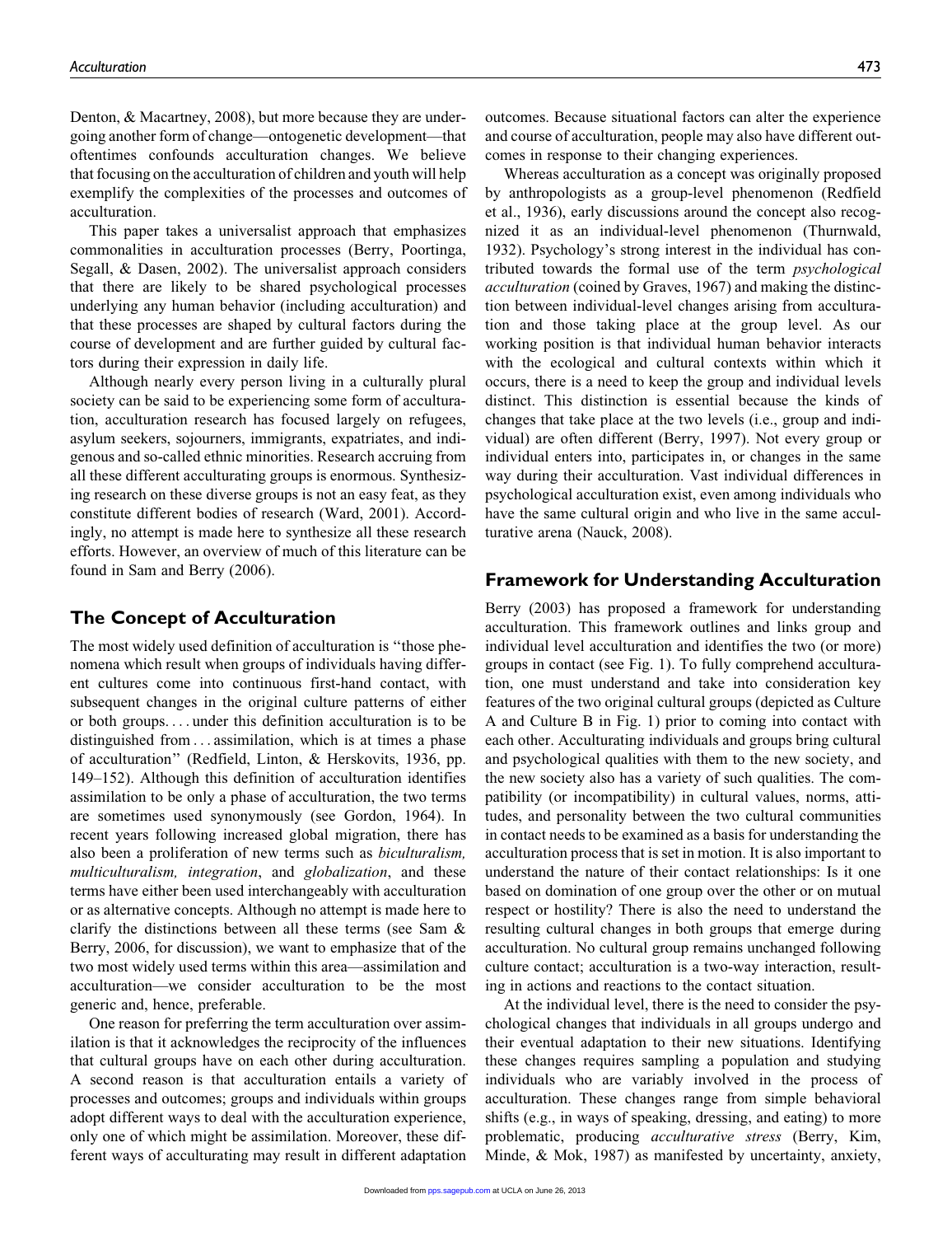Denton, & Macartney, 2008), but more because they are undergoing another form of change—ontogenetic development—that oftentimes confounds acculturation changes. We believe that focusing on the acculturation of children and youth will help exemplify the complexities of the processes and outcomes of acculturation.

This paper takes a universalist approach that emphasizes commonalities in acculturation processes (Berry, Poortinga, Segall, & Dasen, 2002). The universalist approach considers that there are likely to be shared psychological processes underlying any human behavior (including acculturation) and that these processes are shaped by cultural factors during the course of development and are further guided by cultural factors during their expression in daily life.

Although nearly every person living in a culturally plural society can be said to be experiencing some form of acculturation, acculturation research has focused largely on refugees, asylum seekers, sojourners, immigrants, expatriates, and indigenous and so-called ethnic minorities. Research accruing from all these different acculturating groups is enormous. Synthesizing research on these diverse groups is not an easy feat, as they constitute different bodies of research (Ward, 2001). Accordingly, no attempt is made here to synthesize all these research efforts. However, an overview of much of this literature can be found in Sam and Berry (2006).

## The Concept of Acculturation

The most widely used definition of acculturation is ''those phenomena which result when groups of individuals having different cultures come into continuous first-hand contact, with subsequent changes in the original culture patterns of either or both groups. . . . under this definition acculturation is to be distinguished from . . . assimilation, which is at times a phase of acculturation'' (Redfield, Linton, & Herskovits, 1936, pp. 149–152). Although this definition of acculturation identifies assimilation to be only a phase of acculturation, the two terms are sometimes used synonymously (see Gordon, 1964). In recent years following increased global migration, there has also been a proliferation of new terms such as *biculturalism, multiculturalism, integration*, and *globalization*, and these terms have either been used interchangeably with acculturation or as alternative concepts. Although no attempt is made here to clarify the distinctions between all these terms (see Sam & Berry, 2006, for discussion), we want to emphasize that of the two most widely used terms within this area—assimilation and acculturation—we consider acculturation to be the most generic and, hence, preferable.

One reason for preferring the term acculturation over assimilation is that it acknowledges the reciprocity of the influences that cultural groups have on each other during acculturation. A second reason is that acculturation entails a variety of processes and outcomes; groups and individuals within groups adopt different ways to deal with the acculturation experience, only one of which might be assimilation. Moreover, these different ways of acculturating may result in different adaptation outcomes. Because situational factors can alter the experience and course of acculturation, people may also have different outcomes in response to their changing experiences.

Whereas acculturation as a concept was originally proposed by anthropologists as a group-level phenomenon (Redfield et al., 1936), early discussions around the concept also recognized it as an individual-level phenomenon (Thurnwald, 1932). Psychology's strong interest in the individual has contributed towards the formal use of the term *psychological acculturation* (coined by Graves, 1967) and making the distinction between individual-level changes arising from acculturation and those taking place at the group level. As our working position is that individual human behavior interacts with the ecological and cultural contexts within which it occurs, there is a need to keep the group and individual levels distinct. This distinction is essential because the kinds of changes that take place at the two levels (i.e., group and individual) are often different (Berry, 1997). Not every group or individual enters into, participates in, or changes in the same way during their acculturation. Vast individual differences in psychological acculturation exist, even among individuals who have the same cultural origin and who live in the same acculturative arena (Nauck, 2008).

## Framework for Understanding Acculturation

Berry (2003) has proposed a framework for understanding acculturation. This framework outlines and links group and individual level acculturation and identifies the two (or more) groups in contact (see Fig. 1). To fully comprehend acculturation, one must understand and take into consideration key features of the two original cultural groups (depicted as Culture A and Culture B in Fig. 1) prior to coming into contact with each other. Acculturating individuals and groups bring cultural and psychological qualities with them to the new society, and the new society also has a variety of such qualities. The compatibility (or incompatibility) in cultural values, norms, attitudes, and personality between the two cultural communities in contact needs to be examined as a basis for understanding the acculturation process that is set in motion. It is also important to understand the nature of their contact relationships: Is it one based on domination of one group over the other or on mutual respect or hostility? There is also the need to understand the resulting cultural changes in both groups that emerge during acculturation. No cultural group remains unchanged following culture contact; acculturation is a two-way interaction, resulting in actions and reactions to the contact situation.

At the individual level, there is the need to consider the psychological changes that individuals in all groups undergo and their eventual adaptation to their new situations. Identifying these changes requires sampling a population and studying individuals who are variably involved in the process of acculturation. These changes range from simple behavioral shifts (e.g., in ways of speaking, dressing, and eating) to more problematic, producing *acculturative stress* (Berry, Kim, Minde, & Mok, 1987) as manifested by uncertainty, anxiety,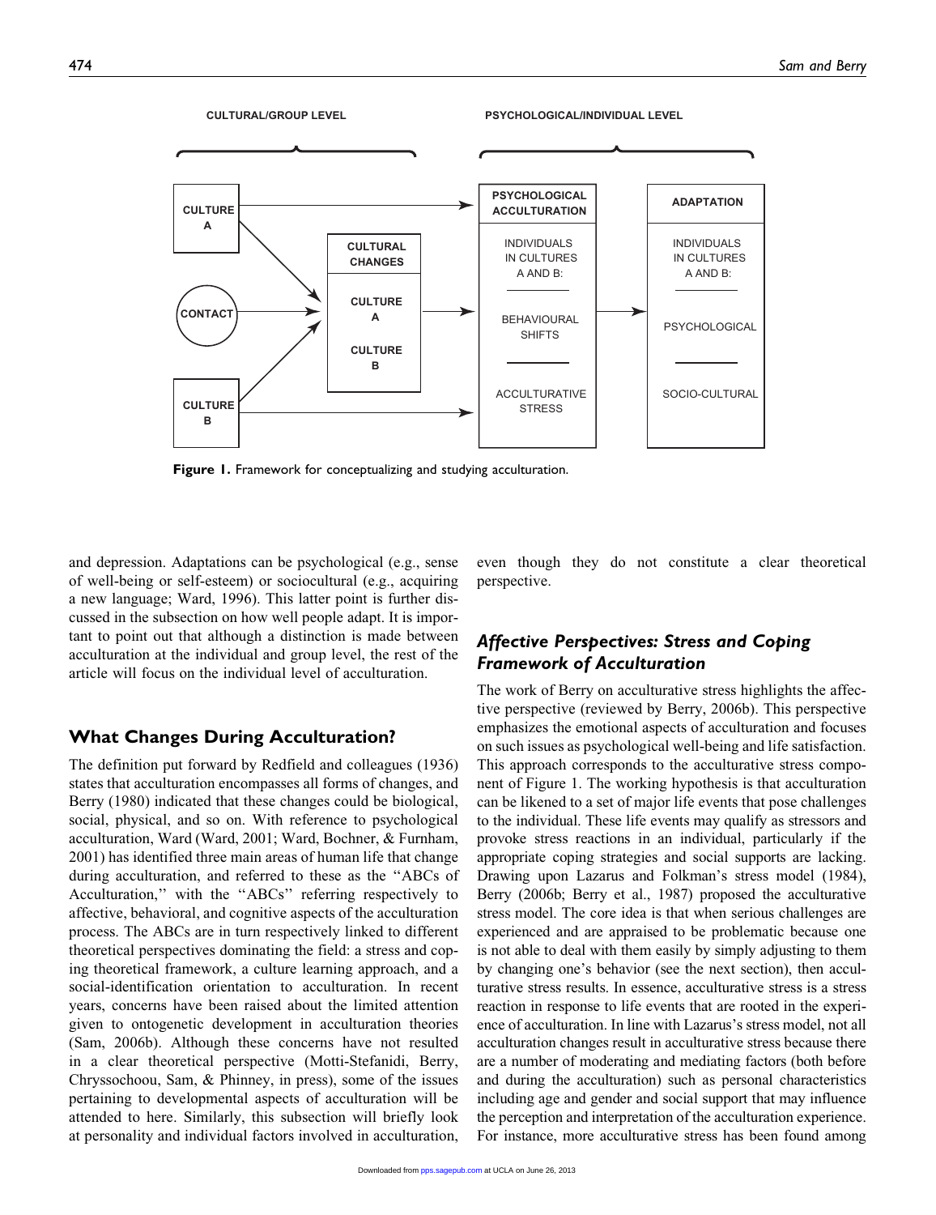CULTURAL/GROUP LEVEL

PSYCHOLOGICAL/INDIVIDUAL LEVEL

CULTURE A

CONTACT

CULTURE B

CULTURAL CHANGES

CULTURE A

CULTURE B

PSYCHOLOGICAL ACCULTURATION

INDIVIDUALS IN CULTURES A AND B:

BEHAVIOURAL SHIFTS

ACCULTURATIVE STRESS

ADAPTATION

INDIVIDUALS IN CULTURES A AND B:

PSYCHOLOGICAL

SOCIO-CULTURAL

**Figure 1.** Framework for conceptualizing and studying acculturation.

and depression. Adaptations can be psychological (e.g., sense of well-being or self-esteem) or sociocultural (e.g., acquiring a new language; Ward, 1996). This latter point is further discussed in the subsection on how well people adapt. It is important to point out that although a distinction is made between acculturation at the individual and group level, the rest of the article will focus on the individual level of acculturation.

## What Changes During Acculturation?

The definition put forward by Redfield and colleagues (1936) states that acculturation encompasses all forms of changes, and Berry (1980) indicated that these changes could be biological, social, physical, and so on. With reference to psychological acculturation, Ward (Ward, 2001; Ward, Bochner, & Furnham, 2001) has identified three main areas of human life that change during acculturation, and referred to these as the "ABCs of Acculturation," with the "ABCs" referring respectively to affective, behavioral, and cognitive aspects of the acculturation process. The ABCs are in turn respectively linked to different theoretical perspectives dominating the field: a stress and coping theoretical framework, a culture learning approach, and a social-identification orientation to acculturation. In recent years, concerns have been raised about the limited attention given to ontogenetic development in acculturation theories (Sam, 2006b). Although these concerns have not resulted in a clear theoretical perspective (Motti-Stefanidi, Berry, Chryssochoou, Sam, & Phinney, in press), some of the issues pertaining to developmental aspects of acculturation will be attended to here. Similarly, this subsection will briefly look at personality and individual factors involved in acculturation, even though they do not constitute a clear theoretical perspective.

### *Affective Perspectives: Stress and Coping Framework of Acculturation*

The work of Berry on acculturative stress highlights the affective perspective (reviewed by Berry, 2006b). This perspective emphasizes the emotional aspects of acculturation and focuses on such issues as psychological well-being and life satisfaction. This approach corresponds to the acculturative stress component of Figure 1. The working hypothesis is that acculturation can be likened to a set of major life events that pose challenges to the individual. These life events may qualify as stressors and provoke stress reactions in an individual, particularly if the appropriate coping strategies and social supports are lacking. Drawing upon Lazarus and Folkman's stress model (1984), Berry (2006b; Berry et al., 1987) proposed the acculturative stress model. The core idea is that when serious challenges are experienced and are appraised to be problematic because one is not able to deal with them easily by simply adjusting to them by changing one's behavior (see the next section), then acculturative stress results. In essence, acculturative stress is a stress reaction in response to life events that are rooted in the experience of acculturation. In line with Lazarus's stress model, not all acculturation changes result in acculturative stress because there are a number of moderating and mediating factors (both before and during the acculturation) such as personal characteristics including age and gender and social support that may influence the perception and interpretation of the acculturation experience. For instance, more acculturative stress has been found among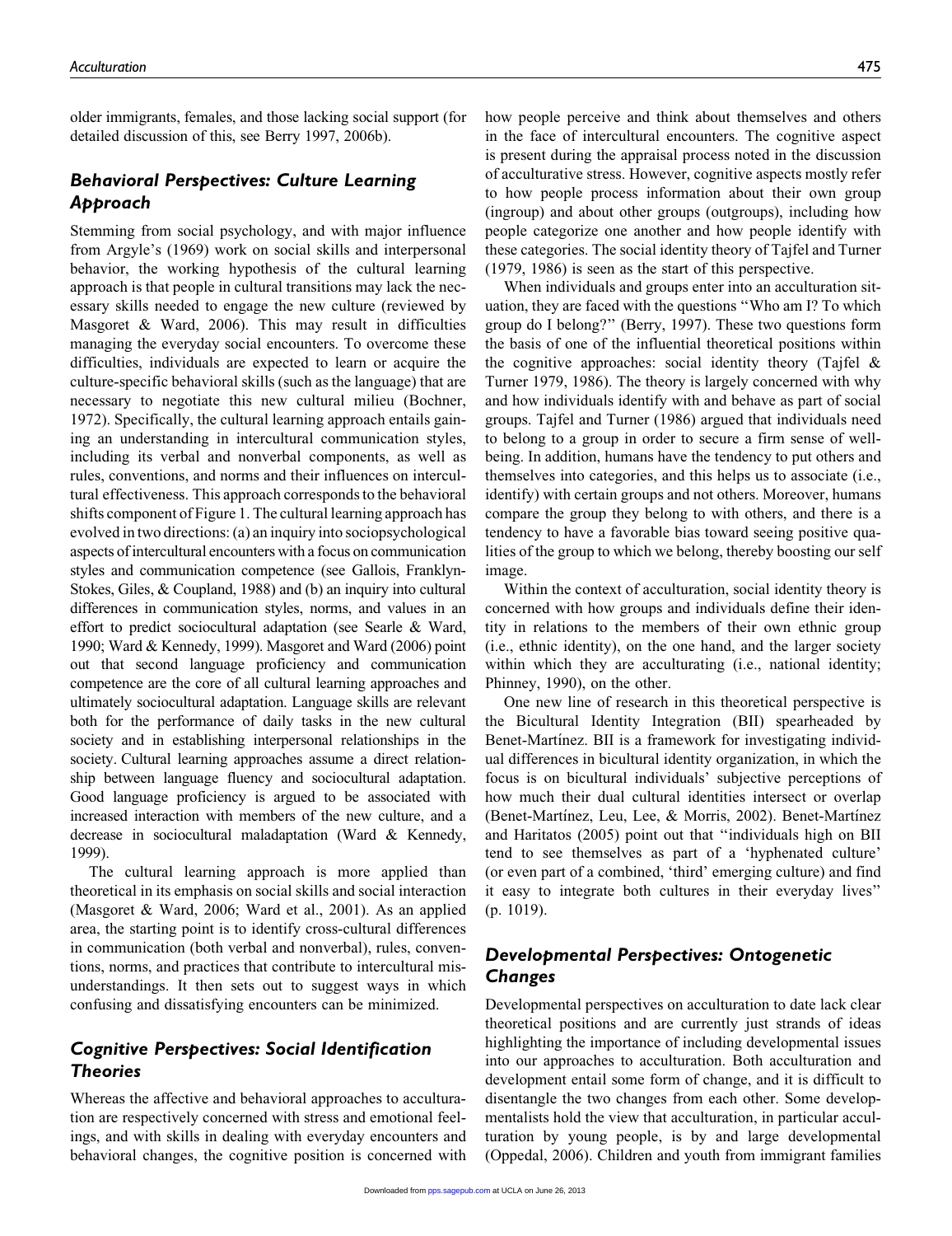older immigrants, females, and those lacking social support (for detailed discussion of this, see Berry 1997, 2006b).

## Behavioral Perspectives: Culture Learning Approach

Stemming from social psychology, and with major influence from Argyle's (1969) work on social skills and interpersonal behavior, the working hypothesis of the cultural learning approach is that people in cultural transitions may lack the necessary skills needed to engage the new culture (reviewed by Masgoret & Ward, 2006). This may result in difficulties managing the everyday social encounters. To overcome these difficulties, individuals are expected to learn or acquire the culture-specific behavioral skills (such as the language) that are necessary to negotiate this new cultural milieu (Bochner, 1972). Specifically, the cultural learning approach entails gaining an understanding in intercultural communication styles, including its verbal and nonverbal components, as well as rules, conventions, and norms and their influences on intercultural effectiveness. This approach corresponds to the behavioral shifts component of Figure 1. The cultural learning approach has evolved in two directions: (a) an inquiry into sociopsychological aspects of intercultural encounters with a focus on communication styles and communication competence (see Gallois, Franklyn-Stokes, Giles, & Coupland, 1988) and (b) an inquiry into cultural differences in communication styles, norms, and values in an effort to predict sociocultural adaptation (see Searle & Ward, 1990; Ward & Kennedy, 1999). Masgoret and Ward (2006) point out that second language proficiency and communication competence are the core of all cultural learning approaches and ultimately sociocultural adaptation. Language skills are relevant both for the performance of daily tasks in the new cultural society and in establishing interpersonal relationships in the society. Cultural learning approaches assume a direct relationship between language fluency and sociocultural adaptation. Good language proficiency is argued to be associated with increased interaction with members of the new culture, and a decrease in sociocultural maladaptation (Ward & Kennedy, 1999).

The cultural learning approach is more applied than theoretical in its emphasis on social skills and social interaction (Masgoret & Ward, 2006; Ward et al., 2001). As an applied area, the starting point is to identify cross-cultural differences in communication (both verbal and nonverbal), rules, conventions, norms, and practices that contribute to intercultural misunderstandings. It then sets out to suggest ways in which confusing and dissatisfying encounters can be minimized.

## Cognitive Perspectives: Social Identification Theories

Whereas the affective and behavioral approaches to acculturation are respectively concerned with stress and emotional feelings, and with skills in dealing with everyday encounters and behavioral changes, the cognitive position is concerned with how people perceive and think about themselves and others in the face of intercultural encounters. The cognitive aspect is present during the appraisal process noted in the discussion of acculturative stress. However, cognitive aspects mostly refer to how people process information about their own group (ingroup) and about other groups (outgroups), including how people categorize one another and how people identify with these categories. The social identity theory of Tajfel and Turner (1979, 1986) is seen as the start of this perspective.

When individuals and groups enter into an acculturation situation, they are faced with the questions "Who am I? To which group do I belong?" (Berry, 1997). These two questions form the basis of one of the influential theoretical positions within the cognitive approaches: social identity theory (Tajfel & Turner 1979, 1986). The theory is largely concerned with why and how individuals identify with and behave as part of social groups. Tajfel and Turner (1986) argued that individuals need to belong to a group in order to secure a firm sense of well-being. In addition, humans have the tendency to put others and themselves into categories, and this helps us to associate (i.e., identify) with certain groups and not others. Moreover, humans compare the group they belong to with others, and there is a tendency to have a favorable bias toward seeing positive qualities of the group to which we belong, thereby boosting our self image.

Within the context of acculturation, social identity theory is concerned with how groups and individuals define their identity in relations to the members of their own ethnic group (i.e., ethnic identity), on the one hand, and the larger society within which they are acculturating (i.e., national identity; Phinney, 1990), on the other.

One new line of research in this theoretical perspective is the Bicultural Identity Integration (BII) spearheaded by Benet-Martínez. BII is a framework for investigating individual differences in bicultural identity organization, in which the focus is on bicultural individuals' subjective perceptions of how much their dual cultural identities intersect or overlap (Benet-Martínez, Leu, Lee, & Morris, 2002). Benet-Martínez and Haritatos (2005) point out that "individuals high on BII tend to see themselves as part of a 'hyphenated culture' (or even part of a combined, 'third' emerging culture) and find it easy to integrate both cultures in their everyday lives" (p. 1019).

## Developmental Perspectives: Ontogenetic Changes

Developmental perspectives on acculturation to date lack clear theoretical positions and are currently just strands of ideas highlighting the importance of including developmental issues into our approaches to acculturation. Both acculturation and development entail some form of change, and it is difficult to disentangle the two changes from each other. Some developmentalists hold the view that acculturation, in particular acculturation by young people, is by and large developmental (Oppedal, 2006). Children and youth from immigrant families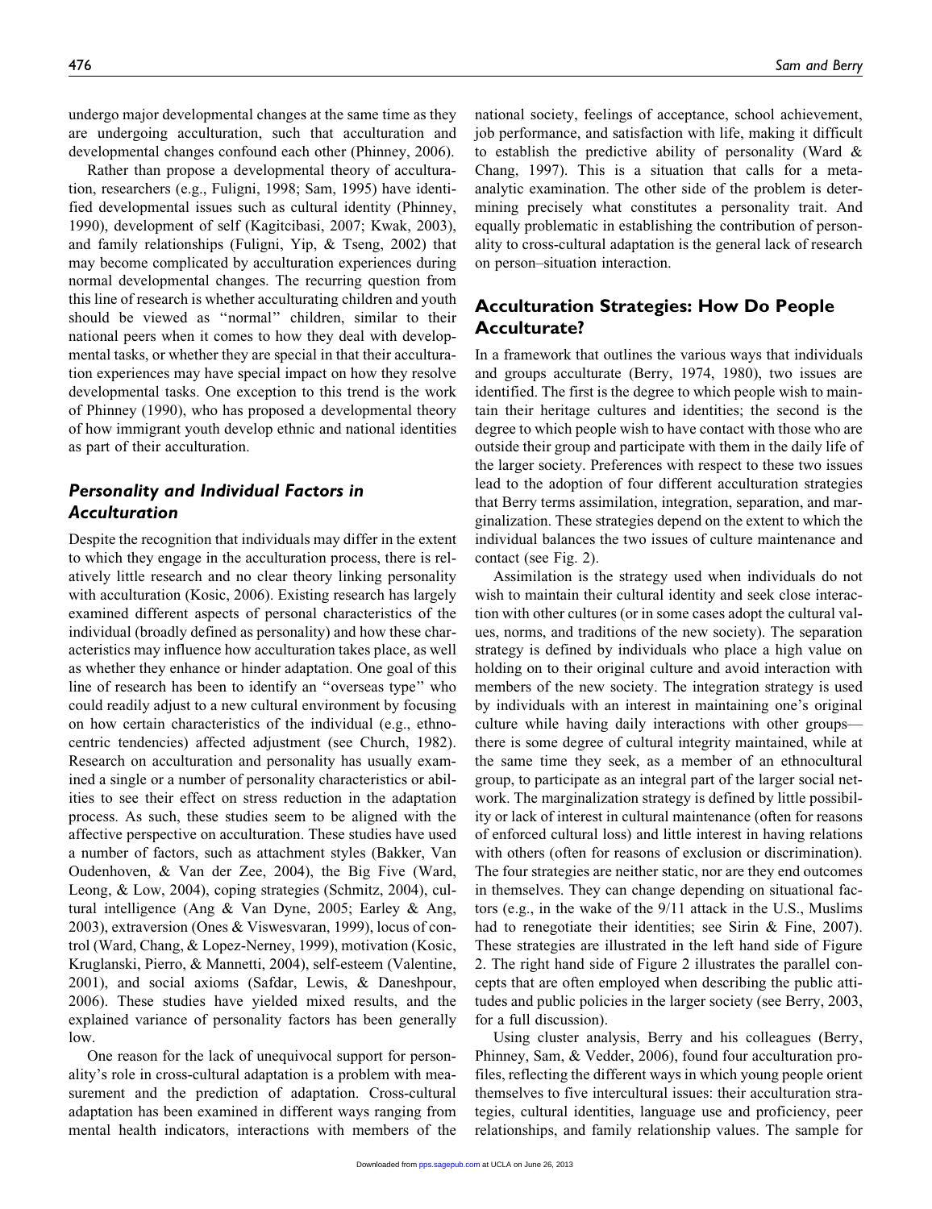undergo major developmental changes at the same time as they are undergoing acculturation, such that acculturation and developmental changes confound each other (Phinney, 2006).

Rather than propose a developmental theory of acculturation, researchers (e.g., Fuligni, 1998; Sam, 1995) have identified developmental issues such as cultural identity (Phinney, 1990), development of self (Kagitcibasi, 2007; Kwak, 2003), and family relationships (Fuligni, Yip, & Tseng, 2002) that may become complicated by acculturation experiences during normal developmental changes. The recurring question from this line of research is whether acculturating children and youth should be viewed as "normal" children, similar to their national peers when it comes to how they deal with developmental tasks, or whether they are special in that their acculturation experiences may have special impact on how they resolve developmental tasks. One exception to this trend is the work of Phinney (1990), who has proposed a developmental theory of how immigrant youth develop ethnic and national identities as part of their acculturation.

### *Personality and Individual Factors in Acculturation*

Despite the recognition that individuals may differ in the extent to which they engage in the acculturation process, there is relatively little research and no clear theory linking personality with acculturation (Kosic, 2006). Existing research has largely examined different aspects of personal characteristics of the individual (broadly defined as personality) and how these characteristics may influence how acculturation takes place, as well as whether they enhance or hinder adaptation. One goal of this line of research has been to identify an "overseas type" who could readily adjust to a new cultural environment by focusing on how certain characteristics of the individual (e.g., ethnocentric tendencies) affected adjustment (see Church, 1982). Research on acculturation and personality has usually examined a single or a number of personality characteristics or abilities to see their effect on stress reduction in the adaptation process. As such, these studies seem to be aligned with the affective perspective on acculturation. These studies have used a number of factors, such as attachment styles (Bakker, Van Oudenhoven, & Van der Zee, 2004), the Big Five (Ward, Leong, & Low, 2004), coping strategies (Schmitz, 2004), cultural intelligence (Ang & Van Dyne, 2005; Earley & Ang, 2003), extraversion (Ones & Viswesvaran, 1999), locus of control (Ward, Chang, & Lopez-Nerney, 1999), motivation (Kosic, Kruglanski, Pierro, & Mannetti, 2004), self-esteem (Valentine, 2001), and social axioms (Safdar, Lewis, & Daneshpour, 2006). These studies have yielded mixed results, and the explained variance of personality factors has been generally low.

One reason for the lack of unequivocal support for personality's role in cross-cultural adaptation is a problem with measurement and the prediction of adaptation. Cross-cultural adaptation has been examined in different ways ranging from mental health indicators, interactions with members of the national society, feelings of acceptance, school achievement, job performance, and satisfaction with life, making it difficult to establish the predictive ability of personality (Ward & Chang, 1997). This is a situation that calls for a meta-analytic examination. The other side of the problem is determining precisely what constitutes a personality trait. And equally problematic in establishing the contribution of personality to cross-cultural adaptation is the general lack of research on person–situation interaction.

## Acculturation Strategies: How Do People Acculturate?

In a framework that outlines the various ways that individuals and groups acculturate (Berry, 1974, 1980), two issues are identified. The first is the degree to which people wish to maintain their heritage cultures and identities; the second is the degree to which people wish to have contact with those who are outside their group and participate with them in the daily life of the larger society. Preferences with respect to these two issues lead to the adoption of four different acculturation strategies that Berry terms assimilation, integration, separation, and marginalization. These strategies depend on the extent to which the individual balances the two issues of culture maintenance and contact (see Fig. 2).

Assimilation is the strategy used when individuals do not wish to maintain their cultural identity and seek close interaction with other cultures (or in some cases adopt the cultural values, norms, and traditions of the new society). The separation strategy is defined by individuals who place a high value on holding on to their original culture and avoid interaction with members of the new society. The integration strategy is used by individuals with an interest in maintaining one's original culture while having daily interactions with other groups—there is some degree of cultural integrity maintained, while at the same time they seek, as a member of an ethnocultural group, to participate as an integral part of the larger social network. The marginalization strategy is defined by little possibility or lack of interest in cultural maintenance (often for reasons of enforced cultural loss) and little interest in having relations with others (often for reasons of exclusion or discrimination). The four strategies are neither static, nor are they end outcomes in themselves. They can change depending on situational factors (e.g., in the wake of the 9/11 attack in the U.S., Muslims had to renegotiate their identities; see Sirin & Fine, 2007). These strategies are illustrated in the left hand side of Figure 2. The right hand side of Figure 2 illustrates the parallel concepts that are often employed when describing the public attitudes and public policies in the larger society (see Berry, 2003, for a full discussion).

Using cluster analysis, Berry and his colleagues (Berry, Phinney, Sam, & Vedder, 2006), found four acculturation profiles, reflecting the different ways in which young people orient themselves to five intercultural issues: their acculturation strategies, cultural identities, language use and proficiency, peer relationships, and family relationship values. The sample for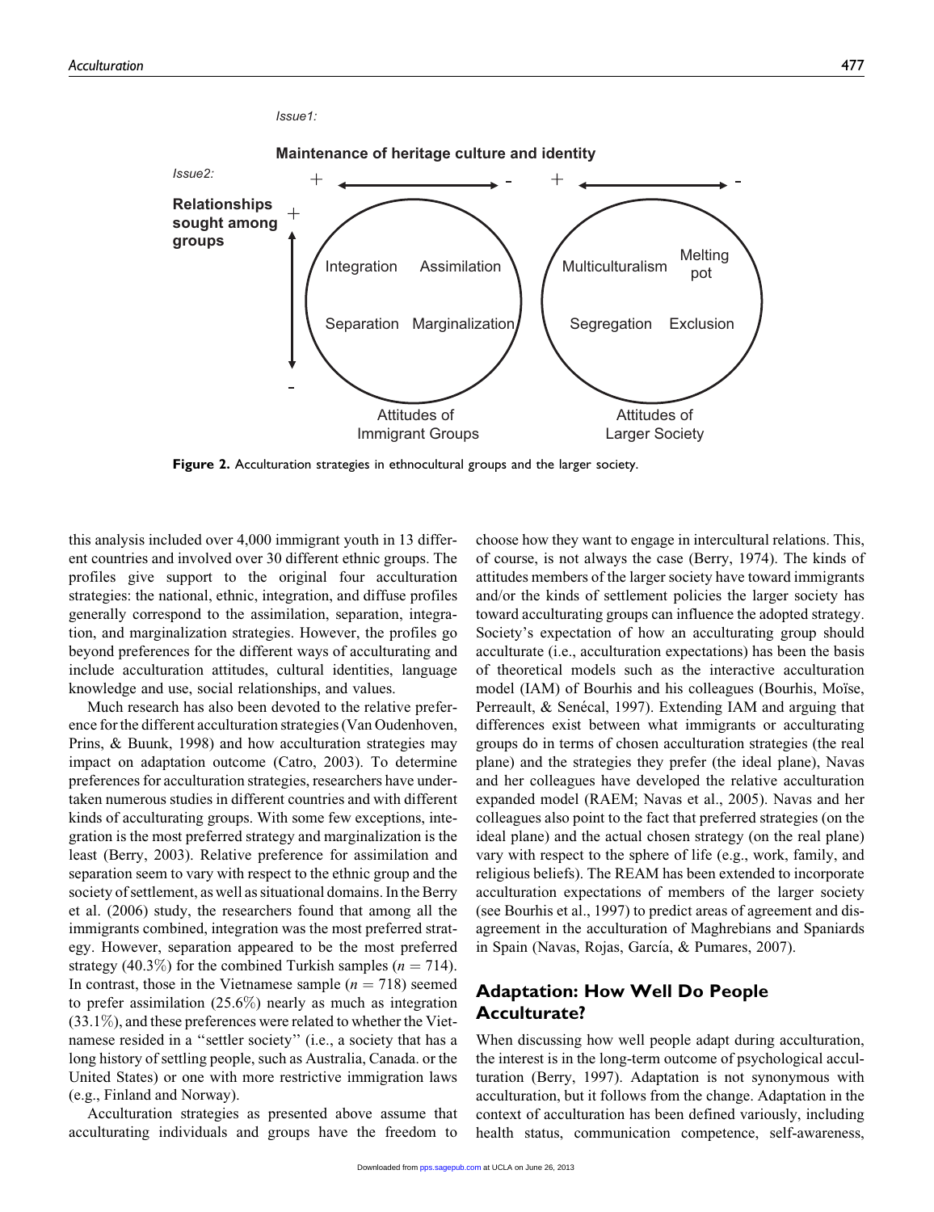Issue1:

Maintenance of heritage culture and identity

Issue2:

Relationships sought among groups

+ -

Integration Assimilation

Separation Marginalization

Multiculturalism Melting pot

Segregation Exclusion

Attitudes of Immigrant Groups

Attitudes of Larger Society

**Figure 2.** Acculturation strategies in ethnocultural groups and the larger society.

this analysis included over 4,000 immigrant youth in 13 different countries and involved over 30 different ethnic groups. The profiles give support to the original four acculturation strategies: the national, ethnic, integration, and diffuse profiles generally correspond to the assimilation, separation, integration, and marginalization strategies. However, the profiles go beyond preferences for the different ways of acculturating and include acculturation attitudes, cultural identities, language knowledge and use, social relationships, and values.

Much research has also been devoted to the relative preference for the different acculturation strategies (Van Oudenhoven, Prins, & Buunk, 1998) and how acculturation strategies may impact on adaptation outcome (Catro, 2003). To determine preferences for acculturation strategies, researchers have undertaken numerous studies in different countries and with different kinds of acculturating groups. With some few exceptions, integration is the most preferred strategy and marginalization is the least (Berry, 2003). Relative preference for assimilation and separation seem to vary with respect to the ethnic group and the society of settlement, as well as situational domains. In the Berry et al. (2006) study, the researchers found that among all the immigrants combined, integration was the most preferred strategy. However, separation appeared to be the most preferred strategy (40.3%) for the combined Turkish samples ($n = 714$). In contrast, those in the Vietnamese sample ($n = 718$) seemed to prefer assimilation (25.6%) nearly as much as integration (33.1%), and these preferences were related to whether the Vietnamese resided in a "settler society" (i.e., a society that has a long history of settling people, such as Australia, Canada. or the United States) or one with more restrictive immigration laws (e.g., Finland and Norway).

Acculturation strategies as presented above assume that acculturating individuals and groups have the freedom to choose how they want to engage in intercultural relations. This, of course, is not always the case (Berry, 1974). The kinds of attitudes members of the larger society have toward immigrants and/or the kinds of settlement policies the larger society has toward acculturating groups can influence the adopted strategy. Society's expectation of how an acculturating group should acculturate (i.e., acculturation expectations) has been the basis of theoretical models such as the interactive acculturation model (IAM) of Bourhis and his colleagues (Bourhis, Moïse, Perreault, & Senécal, 1997). Extending IAM and arguing that differences exist between what immigrants or acculturating groups do in terms of chosen acculturation strategies (the real plane) and the strategies they prefer (the ideal plane), Navas and her colleagues have developed the relative acculturation expanded model (RAEM; Navas et al., 2005). Navas and her colleagues also point to the fact that preferred strategies (on the ideal plane) and the actual chosen strategy (on the real plane) vary with respect to the sphere of life (e.g., work, family, and religious beliefs). The REAM has been extended to incorporate acculturation expectations of members of the larger society (see Bourhis et al., 1997) to predict areas of agreement and disagreement in the acculturation of Maghrebians and Spaniards in Spain (Navas, Rojas, García, & Pumares, 2007).

## Adaptation: How Well Do People Acculturate?

When discussing how well people adapt during acculturation, the interest is in the long-term outcome of psychological acculturation (Berry, 1997). Adaptation is not synonymous with acculturation, but it follows from the change. Adaptation in the context of acculturation has been defined variously, including health status, communication competence, self-awareness,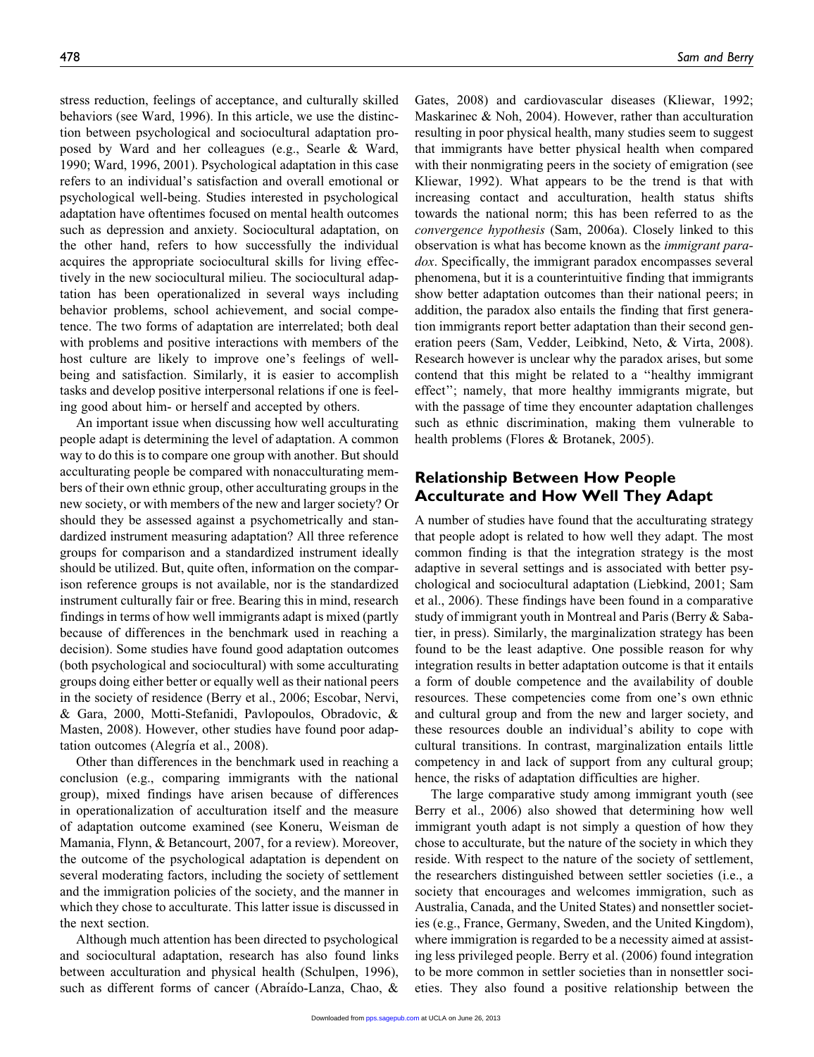stress reduction, feelings of acceptance, and culturally skilled behaviors (see Ward, 1996). In this article, we use the distinction between psychological and sociocultural adaptation proposed by Ward and her colleagues (e.g., Searle & Ward, 1990; Ward, 1996, 2001). Psychological adaptation in this case refers to an individual's satisfaction and overall emotional or psychological well-being. Studies interested in psychological adaptation have oftentimes focused on mental health outcomes such as depression and anxiety. Sociocultural adaptation, on the other hand, refers to how successfully the individual acquires the appropriate sociocultural skills for living effectively in the new sociocultural milieu. The sociocultural adaptation has been operationalized in several ways including behavior problems, school achievement, and social competence. The two forms of adaptation are interrelated; both deal with problems and positive interactions with members of the host culture are likely to improve one's feelings of well-being and satisfaction. Similarly, it is easier to accomplish tasks and develop positive interpersonal relations if one is feeling good about him- or herself and accepted by others.

An important issue when discussing how well acculturating people adapt is determining the level of adaptation. A common way to do this is to compare one group with another. But should acculturating people be compared with nonacculturating members of their own ethnic group, other acculturating groups in the new society, or with members of the new and larger society? Or should they be assessed against a psychometrically and standardized instrument measuring adaptation? All three reference groups for comparison and a standardized instrument ideally should be utilized. But, quite often, information on the comparison reference groups is not available, nor is the standardized instrument culturally fair or free. Bearing this in mind, research findings in terms of how well immigrants adapt is mixed (partly because of differences in the benchmark used in reaching a decision). Some studies have found good adaptation outcomes (both psychological and sociocultural) with some acculturating groups doing either better or equally well as their national peers in the society of residence (Berry et al., 2006; Escobar, Nervi, & Gara, 2000, Motti-Stefanidi, Pavlopoulos, Obradovic, & Masten, 2008). However, other studies have found poor adaptation outcomes (Alegría et al., 2008).

Other than differences in the benchmark used in reaching a conclusion (e.g., comparing immigrants with the national group), mixed findings have arisen because of differences in operationalization of acculturation itself and the measure of adaptation outcome examined (see Koneru, Weisman de Mamania, Flynn, & Betancourt, 2007, for a review). Moreover, the outcome of the psychological adaptation is dependent on several moderating factors, including the society of settlement and the immigration policies of the society, and the manner in which they chose to acculturate. This latter issue is discussed in the next section.

Although much attention has been directed to psychological and sociocultural adaptation, research has also found links between acculturation and physical health (Schulpen, 1996), such as different forms of cancer (Abraído-Lanza, Chao, & Gates, 2008) and cardiovascular diseases (Kliewar, 1992; Maskarinec & Noh, 2004). However, rather than acculturation resulting in poor physical health, many studies seem to suggest that immigrants have better physical health when compared with their nonmigrating peers in the society of emigration (see Kliewar, 1992). What appears to be the trend is that with increasing contact and acculturation, health status shifts towards the national norm; this has been referred to as the *convergence hypothesis* (Sam, 2006a). Closely linked to this observation is what has become known as the *immigrant paradox*. Specifically, the immigrant paradox encompasses several phenomena, but it is a counterintuitive finding that immigrants show better adaptation outcomes than their national peers; in addition, the paradox also entails the finding that first generation immigrants report better adaptation than their second generation peers (Sam, Vedder, Leibkind, Neto, & Virta, 2008). Research however is unclear why the paradox arises, but some contend that this might be related to a "healthy immigrant effect"; namely, that more healthy immigrants migrate, but with the passage of time they encounter adaptation challenges such as ethnic discrimination, making them vulnerable to health problems (Flores & Brotanek, 2005).

## Relationship Between How People Acculturate and How Well They Adapt

A number of studies have found that the acculturating strategy that people adopt is related to how well they adapt. The most common finding is that the integration strategy is the most adaptive in several settings and is associated with better psychological and sociocultural adaptation (Liebkind, 2001; Sam et al., 2006). These findings have been found in a comparative study of immigrant youth in Montreal and Paris (Berry & Sabatier, in press). Similarly, the marginalization strategy has been found to be the least adaptive. One possible reason for why integration results in better adaptation outcome is that it entails a form of double competence and the availability of double resources. These competencies come from one's own ethnic and cultural group and from the new and larger society, and these resources double an individual's ability to cope with cultural transitions. In contrast, marginalization entails little competency in and lack of support from any cultural group; hence, the risks of adaptation difficulties are higher.

The large comparative study among immigrant youth (see Berry et al., 2006) also showed that determining how well immigrant youth adapt is not simply a question of how they chose to acculturate, but the nature of the society in which they reside. With respect to the nature of the society of settlement, the researchers distinguished between settler societies (i.e., a society that encourages and welcomes immigration, such as Australia, Canada, and the United States) and nonsettler societies (e.g., France, Germany, Sweden, and the United Kingdom), where immigration is regarded to be a necessity aimed at assisting less privileged people. Berry et al. (2006) found integration to be more common in settler societies than in nonsettler societies. They also found a positive relationship between the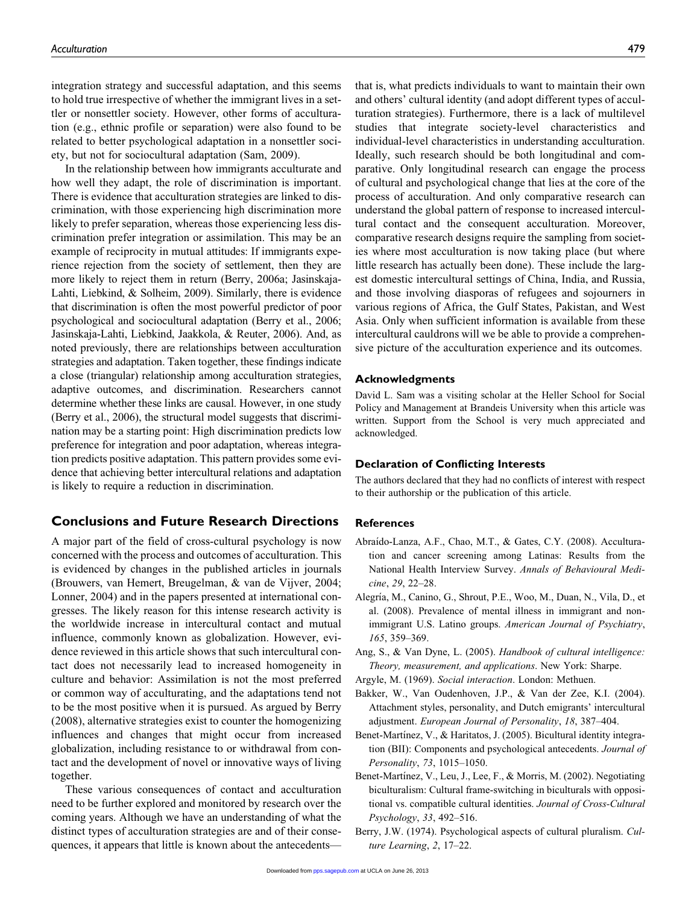integration strategy and successful adaptation, and this seems to hold true irrespective of whether the immigrant lives in a settler or nonsettler society. However, other forms of acculturation (e.g., ethnic profile or separation) were also found to be related to better psychological adaptation in a nonsettler society, but not for sociocultural adaptation (Sam, 2009).

In the relationship between how immigrants acculturate and how well they adapt, the role of discrimination is important. There is evidence that acculturation strategies are linked to discrimination, with those experiencing high discrimination more likely to prefer separation, whereas those experiencing less discrimination prefer integration or assimilation. This may be an example of reciprocity in mutual attitudes: If immigrants experience rejection from the society of settlement, then they are more likely to reject them in return (Berry, 2006a; Jasinskaja-Lahti, Liebkind, & Solheim, 2009). Similarly, there is evidence that discrimination is often the most powerful predictor of poor psychological and sociocultural adaptation (Berry et al., 2006; Jasinskaja-Lahti, Liebkind, Jaakkola, & Reuter, 2006). And, as noted previously, there are relationships between acculturation strategies and adaptation. Taken together, these findings indicate a close (triangular) relationship among acculturation strategies, adaptive outcomes, and discrimination. Researchers cannot determine whether these links are causal. However, in one study (Berry et al., 2006), the structural model suggests that discrimination may be a starting point: High discrimination predicts low preference for integration and poor adaptation, whereas integration predicts positive adaptation. This pattern provides some evidence that achieving better intercultural relations and adaptation is likely to require a reduction in discrimination.

## Conclusions and Future Research Directions

A major part of the field of cross-cultural psychology is now concerned with the process and outcomes of acculturation. This is evidenced by changes in the published articles in journals (Brouwers, van Hemert, Breugelman, & van de Vijver, 2004; Lonner, 2004) and in the papers presented at international congresses. The likely reason for this intense research activity is the worldwide increase in intercultural contact and mutual influence, commonly known as globalization. However, evidence reviewed in this article shows that such intercultural contact does not necessarily lead to increased homogeneity in culture and behavior: Assimilation is not the most preferred or common way of acculturating, and the adaptations tend not to be the most positive when it is pursued. As argued by Berry (2008), alternative strategies exist to counter the homogenizing influences and changes that might occur from increased globalization, including resistance to or withdrawal from contact and the development of novel or innovative ways of living together.

These various consequences of contact and acculturation need to be further explored and monitored by research over the coming years. Although we have an understanding of what the distinct types of acculturation strategies are and of their consequences, it appears that little is known about the antecedents—that is, what predicts individuals to want to maintain their own and others' cultural identity (and adopt different types of acculturation strategies). Furthermore, there is a lack of multilevel studies that integrate society-level characteristics and individual-level characteristics in understanding acculturation. Ideally, such research should be both longitudinal and comparative. Only longitudinal research can engage the process of cultural and psychological change that lies at the core of the process of acculturation. And only comparative research can understand the global pattern of response to increased intercultural contact and the consequent acculturation. Moreover, comparative research designs require the sampling from societies where most acculturation is now taking place (but where little research has actually been done). These include the largest domestic intercultural settings of China, India, and Russia, and those involving diasporas of refugees and sojourners in various regions of Africa, the Gulf States, Pakistan, and West Asia. Only when sufficient information is available from these intercultural cauldrons will we be able to provide a comprehensive picture of the acculturation experience and its outcomes.

### Acknowledgments

David L. Sam was a visiting scholar at the Heller School for Social Policy and Management at Brandeis University when this article was written. Support from the School is very much appreciated and acknowledged.

### Declaration of Conflicting Interests

The authors declared that they had no conflicts of interest with respect to their authorship or the publication of this article.

### References

Abraído-Lanza, A.F., Chao, M.T., & Gates, C.Y. (2008). Acculturation and cancer screening among Latinas: Results from the National Health Interview Survey. *Annals of Behavioural Medicine*, *29*, 22–28.

Alegría, M., Canino, G., Shrout, P.E., Woo, M., Duan, N., Vila, D., et al. (2008). Prevalence of mental illness in immigrant and non-immigrant U.S. Latino groups. *American Journal of Psychiatry*, *165*, 359–369.

Ang, S., & Van Dyne, L. (2005). *Handbook of cultural intelligence: Theory, measurement, and applications*. New York: Sharpe.

Argyle, M. (1969). *Social interaction*. London: Methuen.

Bakker, W., Van Oudenhoven, J.P., & Van der Zee, K.I. (2004). Attachment styles, personality, and Dutch emigrants' intercultural adjustment. *European Journal of Personality*, *18*, 387–404.

Benet-Martínez, V., & Haritatos, J. (2005). Bicultural identity integration (BII): Components and psychological antecedents. *Journal of Personality*, *73*, 1015–1050.

Benet-Martínez, V., Leu, J., Lee, F., & Morris, M. (2002). Negotiating biculturalism: Cultural frame-switching in biculturals with oppositional vs. compatible cultural identities. *Journal of Cross-Cultural Psychology*, *33*, 492–516.

Berry, J.W. (1974). Psychological aspects of cultural pluralism. *Culture Learning*, *2*, 17–22.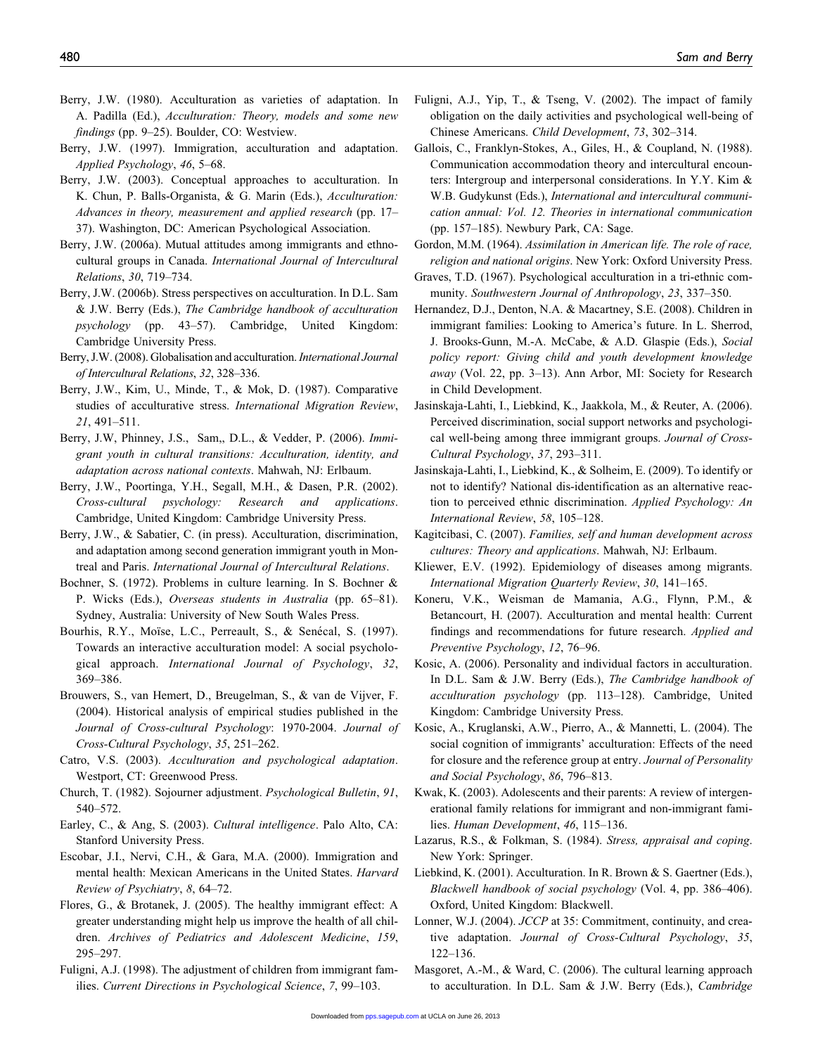Berry, J.W. (1980). Acculturation as varieties of adaptation. In A. Padilla (Ed.), *Acculturation: Theory, models and some new findings* (pp. 9–25). Boulder, CO: Westview.

Berry, J.W. (1997). Immigration, acculturation and adaptation. *Applied Psychology*, *46*, 5–68.

Berry, J.W. (2003). Conceptual approaches to acculturation. In K. Chun, P. Balls-Organista, & G. Marin (Eds.), *Acculturation: Advances in theory, measurement and applied research* (pp. 17–37). Washington, DC: American Psychological Association.

Berry, J.W. (2006a). Mutual attitudes among immigrants and ethnocultural groups in Canada. *International Journal of Intercultural Relations*, *30*, 719–734.

Berry, J.W. (2006b). Stress perspectives on acculturation. In D.L. Sam & J.W. Berry (Eds.), *The Cambridge handbook of acculturation psychology* (pp. 43–57). Cambridge, United Kingdom: Cambridge University Press.

Berry, J.W. (2008). Globalisation and acculturation. *International Journal of Intercultural Relations*, *32*, 328–336.

Berry, J.W., Kim, U., Minde, T., & Mok, D. (1987). Comparative studies of acculturative stress. *International Migration Review*, *21*, 491–511.

Berry, J.W, Phinney, J.S., Sam,, D.L., & Vedder, P. (2006). *Immigrant youth in cultural transitions: Acculturation, identity, and adaptation across national contexts*. Mahwah, NJ: Erlbaum.

Berry, J.W., Poortinga, Y.H., Segall, M.H., & Dasen, P.R. (2002). *Cross-cultural psychology: Research and applications*. Cambridge, United Kingdom: Cambridge University Press.

Berry, J.W., & Sabatier, C. (in press). Acculturation, discrimination, and adaptation among second generation immigrant youth in Montreal and Paris. *International Journal of Intercultural Relations*.

Bochner, S. (1972). Problems in culture learning. In S. Bochner & P. Wicks (Eds.), *Overseas students in Australia* (pp. 65–81). Sydney, Australia: University of New South Wales Press.

Bourhis, R.Y., Moïse, L.C., Perreault, S., & Senécal, S. (1997). Towards an interactive acculturation model: A social psychological approach. *International Journal of Psychology*, *32*, 369–386.

Brouwers, S., van Hemert, D., Breugelman, S., & van de Vijver, F. (2004). Historical analysis of empirical studies published in the *Journal of Cross-cultural Psychology*: 1970-2004. *Journal of Cross-Cultural Psychology*, *35*, 251–262.

Catro, V.S. (2003). *Acculturation and psychological adaptation*. Westport, CT: Greenwood Press.

Church, T. (1982). Sojourner adjustment. *Psychological Bulletin*, *91*, 540–572.

Earley, C., & Ang, S. (2003). *Cultural intelligence*. Palo Alto, CA: Stanford University Press.

Escobar, J.I., Nervi, C.H., & Gara, M.A. (2000). Immigration and mental health: Mexican Americans in the United States. *Harvard Review of Psychiatry*, *8*, 64–72.

Flores, G., & Brotanek, J. (2005). The healthy immigrant effect: A greater understanding might help us improve the health of all children. *Archives of Pediatrics and Adolescent Medicine*, *159*, 295–297.

Fuligni, A.J. (1998). The adjustment of children from immigrant families. *Current Directions in Psychological Science*, *7*, 99–103.

Fuligni, A.J., Yip, T., & Tseng, V. (2002). The impact of family obligation on the daily activities and psychological well-being of Chinese Americans. *Child Development*, *73*, 302–314.

Gallois, C., Franklyn-Stokes, A., Giles, H., & Coupland, N. (1988). Communication accommodation theory and intercultural encounters: Intergroup and interpersonal considerations. In Y.Y. Kim & W.B. Gudykunst (Eds.), *International and intercultural communication annual: Vol. 12. Theories in international communication* (pp. 157–185). Newbury Park, CA: Sage.

Gordon, M.M. (1964). *Assimilation in American life. The role of race, religion and national origins*. New York: Oxford University Press.

Graves, T.D. (1967). Psychological acculturation in a tri-ethnic community. *Southwestern Journal of Anthropology*, *23*, 337–350.

Hernandez, D.J., Denton, N.A. & Macartney, S.E. (2008). Children in immigrant families: Looking to America's future. In L. Sherrod, J. Brooks-Gunn, M.-A. McCabe, & A.D. Glaspie (Eds.), *Social policy report: Giving child and youth development knowledge away* (Vol. 22, pp. 3–13). Ann Arbor, MI: Society for Research in Child Development.

Jasinskaja-Lahti, I., Liebkind, K., Jaakkola, M., & Reuter, A. (2006). Perceived discrimination, social support networks and psychological well-being among three immigrant groups. *Journal of Cross-Cultural Psychology*, *37*, 293–311.

Jasinskaja-Lahti, I., Liebkind, K., & Solheim, E. (2009). To identify or not to identify? National dis-identification as an alternative reaction to perceived ethnic discrimination. *Applied Psychology: An International Review*, *58*, 105–128.

Kagitcibasi, C. (2007). *Families, self and human development across cultures: Theory and applications*. Mahwah, NJ: Erlbaum.

Kliewer, E.V. (1992). Epidemiology of diseases among migrants. *International Migration Quarterly Review*, *30*, 141–165.

Koneru, V.K., Weisman de Mamania, A.G., Flynn, P.M., & Betancourt, H. (2007). Acculturation and mental health: Current findings and recommendations for future research. *Applied and Preventive Psychology*, *12*, 76–96.

Kosic, A. (2006). Personality and individual factors in acculturation. In D.L. Sam & J.W. Berry (Eds.), *The Cambridge handbook of acculturation psychology* (pp. 113–128). Cambridge, United Kingdom: Cambridge University Press.

Kosic, A., Kruglanski, A.W., Pierro, A., & Mannetti, L. (2004). The social cognition of immigrants' acculturation: Effects of the need for closure and the reference group at entry. *Journal of Personality and Social Psychology*, *86*, 796–813.

Kwak, K. (2003). Adolescents and their parents: A review of intergenerational family relations for immigrant and non-immigrant families. *Human Development*, *46*, 115–136.

Lazarus, R.S., & Folkman, S. (1984). *Stress, appraisal and coping*. New York: Springer.

Liebkind, K. (2001). Acculturation. In R. Brown & S. Gaertner (Eds.), *Blackwell handbook of social psychology* (Vol. 4, pp. 386–406). Oxford, United Kingdom: Blackwell.

Lonner, W.J. (2004). *JCCP* at 35: Commitment, continuity, and creative adaptation. *Journal of Cross-Cultural Psychology*, *35*, 122–136.

Masgoret, A.-M., & Ward, C. (2006). The cultural learning approach to acculturation. In D.L. Sam & J.W. Berry (Eds.), *Cambridge*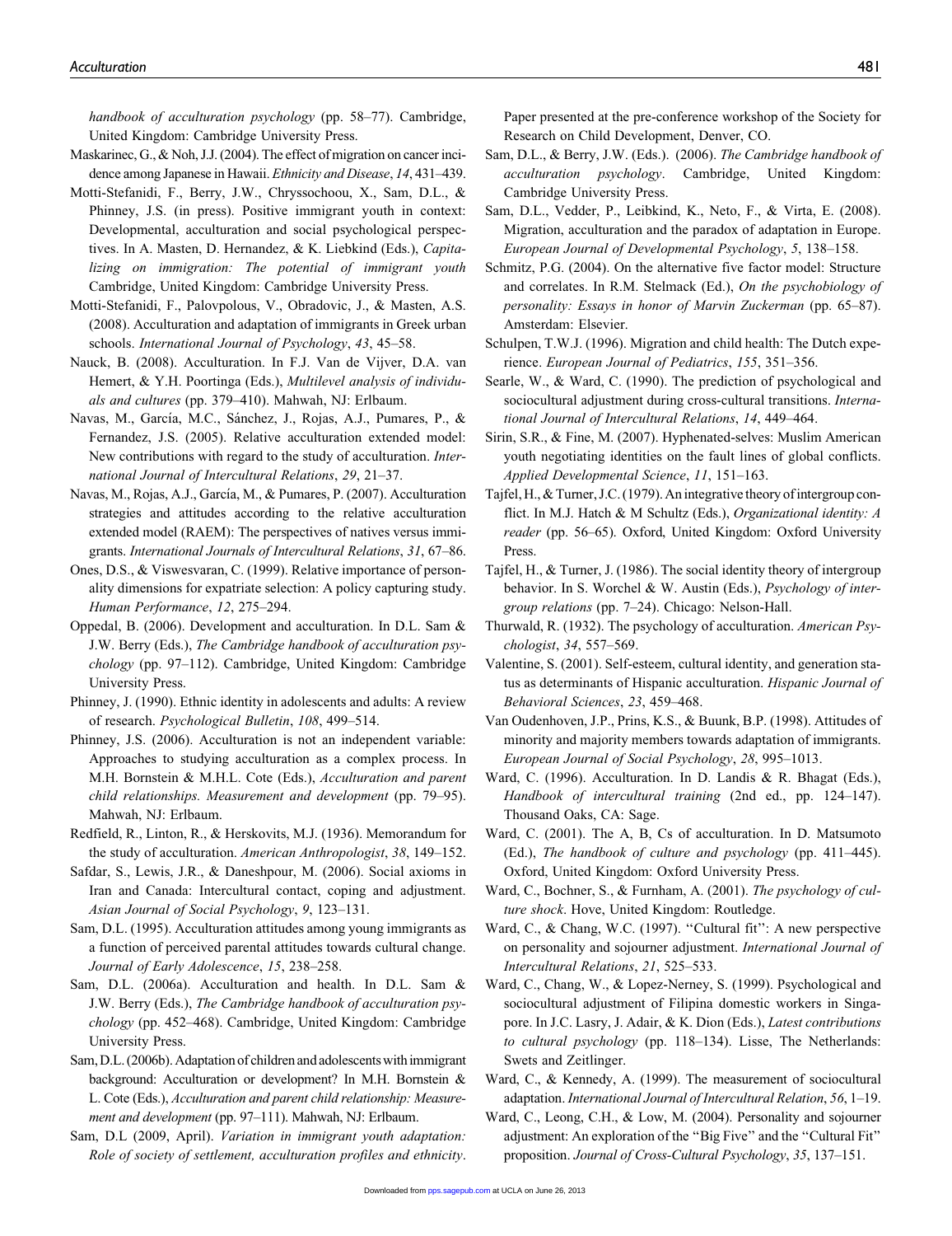*handbook of acculturation psychology* (pp. 58–77). Cambridge, United Kingdom: Cambridge University Press.

Maskarinec, G., & Noh, J.J. (2004). The effect of migration on cancer incidence among Japanese in Hawaii. *Ethnicity and Disease*, *14*, 431–439.

Motti-Stefanidi, F., Berry, J.W., Chryssochoou, X., Sam, D.L., & Phinney, J.S. (in press). Positive immigrant youth in context: Developmental, acculturation and social psychological perspectives. In A. Masten, D. Hernandez, & K. Liebkind (Eds.), *Capitalizing on immigration: The potential of immigrant youth* Cambridge, United Kingdom: Cambridge University Press.

Motti-Stefanidi, F., Palovpolous, V., Obradovic, J., & Masten, A.S. (2008). Acculturation and adaptation of immigrants in Greek urban schools. *International Journal of Psychology*, *43*, 45–58.

Nauck, B. (2008). Acculturation. In F.J. Van de Vijver, D.A. van Hemert, & Y.H. Poortinga (Eds.), *Multilevel analysis of individuals and cultures* (pp. 379–410). Mahwah, NJ: Erlbaum.

Navas, M., García, M.C., Sánchez, J., Rojas, A.J., Pumares, P., & Fernandez, J.S. (2005). Relative acculturation extended model: New contributions with regard to the study of acculturation. *International Journal of Intercultural Relations*, *29*, 21–37.

Navas, M., Rojas, A.J., García, M., & Pumares, P. (2007). Acculturation strategies and attitudes according to the relative acculturation extended model (RAEM): The perspectives of natives versus immigrants. *International Journals of Intercultural Relations*, *31*, 67–86.

Ones, D.S., & Viswesvaran, C. (1999). Relative importance of personality dimensions for expatriate selection: A policy capturing study. *Human Performance*, *12*, 275–294.

Oppedal, B. (2006). Development and acculturation. In D.L. Sam & J.W. Berry (Eds.), *The Cambridge handbook of acculturation psychology* (pp. 97–112). Cambridge, United Kingdom: Cambridge University Press.

Phinney, J. (1990). Ethnic identity in adolescents and adults: A review of research. *Psychological Bulletin*, *108*, 499–514.

Phinney, J.S. (2006). Acculturation is not an independent variable: Approaches to studying acculturation as a complex process. In M.H. Bornstein & M.H.L. Cote (Eds.), *Acculturation and parent child relationships. Measurement and development* (pp. 79–95). Mahwah, NJ: Erlbaum.

Redfield, R., Linton, R., & Herskovits, M.J. (1936). Memorandum for the study of acculturation. *American Anthropologist*, *38*, 149–152.

Safdar, S., Lewis, J.R., & Daneshpour, M. (2006). Social axioms in Iran and Canada: Intercultural contact, coping and adjustment. *Asian Journal of Social Psychology*, *9*, 123–131.

Sam, D.L. (1995). Acculturation attitudes among young immigrants as a function of perceived parental attitudes towards cultural change. *Journal of Early Adolescence*, *15*, 238–258.

Sam, D.L. (2006a). Acculturation and health. In D.L. Sam & J.W. Berry (Eds.), *The Cambridge handbook of acculturation psychology* (pp. 452–468). Cambridge, United Kingdom: Cambridge University Press.

Sam, D.L. (2006b). Adaptation of children and adolescents with immigrant background: Acculturation or development? In M.H. Bornstein & L. Cote (Eds.), *Acculturation and parent child relationship: Measurement and development* (pp. 97–111). Mahwah, NJ: Erlbaum.

Sam, D.L (2009, April). *Variation in immigrant youth adaptation: Role of society of settlement, acculturation profiles and ethnicity*. Paper presented at the pre-conference workshop of the Society for Research on Child Development, Denver, CO.

Sam, D.L., & Berry, J.W. (Eds.). (2006). *The Cambridge handbook of acculturation psychology*. Cambridge, United Kingdom: Cambridge University Press.

Sam, D.L., Vedder, P., Leibkind, K., Neto, F., & Virta, E. (2008). Migration, acculturation and the paradox of adaptation in Europe. *European Journal of Developmental Psychology*, *5*, 138–158.

Schmitz, P.G. (2004). On the alternative five factor model: Structure and correlates. In R.M. Stelmack (Ed.), *On the psychobiology of personality: Essays in honor of Marvin Zuckerman* (pp. 65–87). Amsterdam: Elsevier.

Schulpen, T.W.J. (1996). Migration and child health: The Dutch experience. *European Journal of Pediatrics*, *155*, 351–356.

Searle, W., & Ward, C. (1990). The prediction of psychological and sociocultural adjustment during cross-cultural transitions. *International Journal of Intercultural Relations*, *14*, 449–464.

Sirin, S.R., & Fine, M. (2007). Hyphenated-selves: Muslim American youth negotiating identities on the fault lines of global conflicts. *Applied Developmental Science*, *11*, 151–163.

Tajfel, H., & Turner, J.C. (1979). An integrative theory of intergroup conflict. In M.J. Hatch & M Schultz (Eds.), *Organizational identity: A reader* (pp. 56–65). Oxford, United Kingdom: Oxford University Press.

Tajfel, H., & Turner, J. (1986). The social identity theory of intergroup behavior. In S. Worchel & W. Austin (Eds.), *Psychology of intergroup relations* (pp. 7–24). Chicago: Nelson-Hall.

Thurwald, R. (1932). The psychology of acculturation. *American Psychologist*, *34*, 557–569.

Valentine, S. (2001). Self-esteem, cultural identity, and generation status as determinants of Hispanic acculturation. *Hispanic Journal of Behavioral Sciences*, *23*, 459–468.

Van Oudenhoven, J.P., Prins, K.S., & Buunk, B.P. (1998). Attitudes of minority and majority members towards adaptation of immigrants. *European Journal of Social Psychology*, *28*, 995–1013.

Ward, C. (1996). Acculturation. In D. Landis & R. Bhagat (Eds.), *Handbook of intercultural training* (2nd ed., pp. 124–147). Thousand Oaks, CA: Sage.

Ward, C. (2001). The A, B, Cs of acculturation. In D. Matsumoto (Ed.), *The handbook of culture and psychology* (pp. 411–445). Oxford, United Kingdom: Oxford University Press.

Ward, C., Bochner, S., & Furnham, A. (2001). *The psychology of culture shock*. Hove, United Kingdom: Routledge.

Ward, C., & Chang, W.C. (1997). ''Cultural fit'': A new perspective on personality and sojourner adjustment. *International Journal of Intercultural Relations*, *21*, 525–533.

Ward, C., Chang, W., & Lopez-Nerney, S. (1999). Psychological and sociocultural adjustment of Filipina domestic workers in Singapore. In J.C. Lasry, J. Adair, & K. Dion (Eds.), *Latest contributions to cultural psychology* (pp. 118–134). Lisse, The Netherlands: Swets and Zeitlinger.

Ward, C., & Kennedy, A. (1999). The measurement of sociocultural adaptation. *International Journal of Intercultural Relation*, *56*, 1–19.

Ward, C., Leong, C.H., & Low, M. (2004). Personality and sojourner adjustment: An exploration of the ''Big Five'' and the ''Cultural Fit'' proposition. *Journal of Cross-Cultural Psychology*, *35*, 137–151.